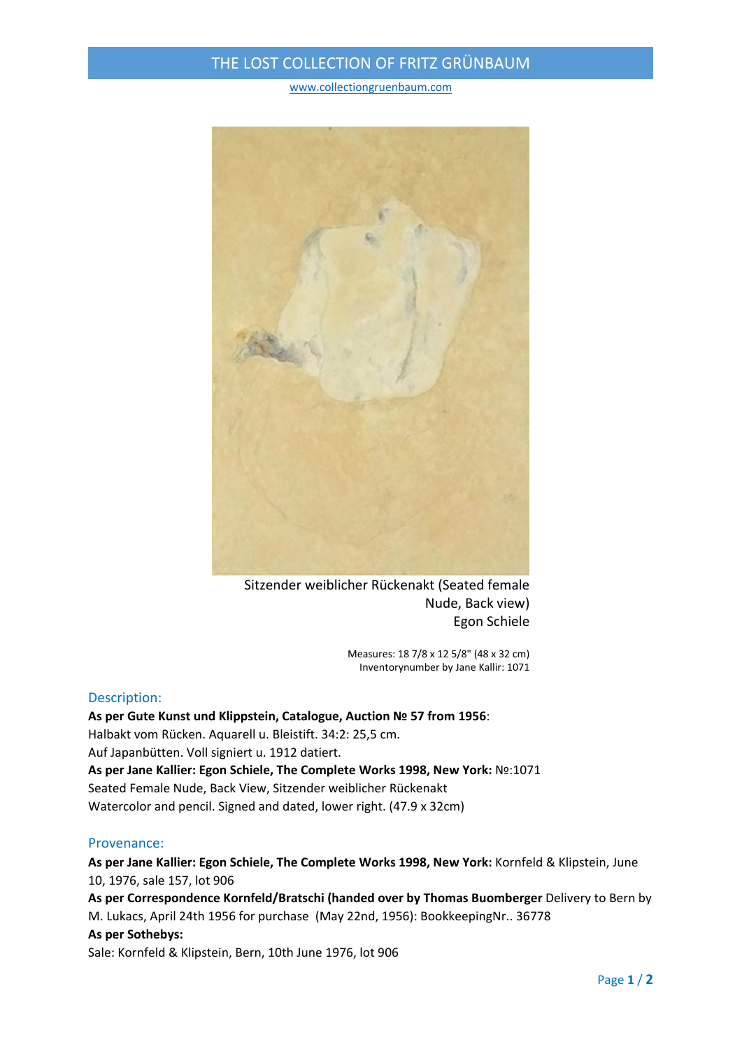# THE LOST COLLECTION OF FRITZ GRÜNBAUM

www.collectiongruenbaum.com

Sitzender weiblicher Rückenakt (Seated female Nude, Back view)
Egon Schiele

Measures: 18 7/8 x 12 5/8" (48 x 32 cm)
Inventorynumber by Jane Kallir: 1071

## Description:

**As per Gute Kunst und Klippstein, Catalogue, Auction № 57 from 1956**:
Halbakt vom Rücken. Aquarell u. Bleistift. 34:2: 25,5 cm.
Auf Japanbütten. Voll signiert u. 1912 datiert.
**As per Jane Kallier: Egon Schiele, The Complete Works 1998, New York:** №:1071
Seated Female Nude, Back View, Sitzender weiblicher Rückenakt
Watercolor and pencil. Signed and dated, lower right. (47.9 x 32cm)

## Provenance:

**As per Jane Kallier: Egon Schiele, The Complete Works 1998, New York:** Kornfeld & Klipstein, June 10, 1976, sale 157, lot 906
**As per Correspondence Kornfeld/Bratschi (handed over by Thomas Buomberger** Delivery to Bern by M. Lukacs, April 24th 1956 for purchase (May 22nd, 1956): BookkeepingNr.. 36778
**As per Sothebys:**
Sale: Kornfeld & Klipstein, Bern, 10th June 1976, lot 906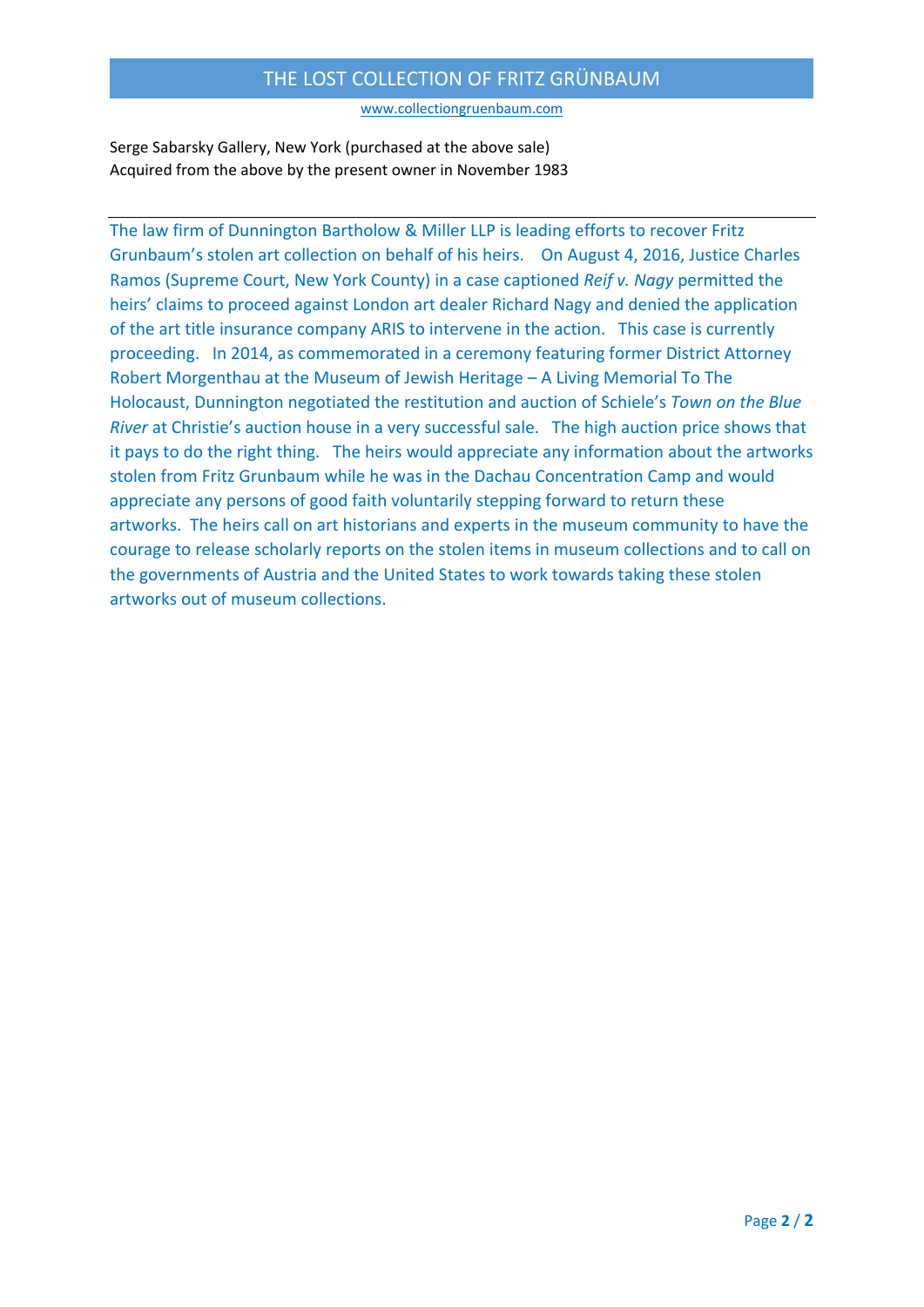Serge Sabarsky Gallery, New York (purchased at the above sale)
Acquired from the above by the present owner in November 1983

---

The law firm of Dunnington Bartholow & Miller LLP is leading efforts to recover Fritz Grunbaum's stolen art collection on behalf of his heirs. On August 4, 2016, Justice Charles Ramos (Supreme Court, New York County) in a case captioned *Reif v. Nagy* permitted the heirs' claims to proceed against London art dealer Richard Nagy and denied the application of the art title insurance company ARIS to intervene in the action. This case is currently proceeding. In 2014, as commemorated in a ceremony featuring former District Attorney Robert Morgenthau at the Museum of Jewish Heritage – A Living Memorial To The Holocaust, Dunnington negotiated the restitution and auction of Schiele's *Town on the Blue River* at Christie's auction house in a very successful sale. The high auction price shows that it pays to do the right thing. The heirs would appreciate any information about the artworks stolen from Fritz Grunbaum while he was in the Dachau Concentration Camp and would appreciate any persons of good faith voluntarily stepping forward to return these artworks. The heirs call on art historians and experts in the museum community to have the courage to release scholarly reports on the stolen items in museum collections and to call on the governments of Austria and the United States to work towards taking these stolen artworks out of museum collections.